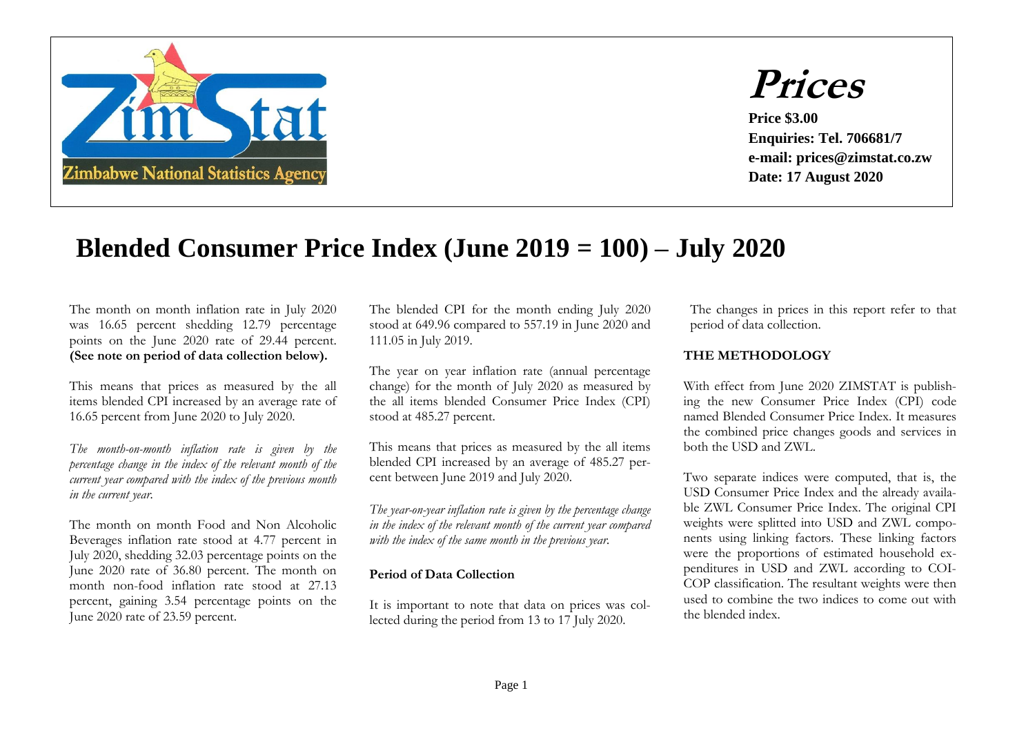Zimbabwe National Statistics Agency

# Prices

**Price $3.00**
**Enquiries: Tel. 706681/7**
**e-mail: prices@zimstat.co.zw**
**Date: 17 August 2020**

# Blended Consumer Price Index (June 2019 = 100) – July 2020

The month on month inflation rate in July 2020 was 16.65 percent shedding 12.79 percentage points on the June 2020 rate of 29.44 percent. **(See note on period of data collection below).**

This means that prices as measured by the all items blended CPI increased by an average rate of 16.65 percent from June 2020 to July 2020.

*The month-on-month inflation rate is given by the percentage change in the index of the relevant month of the current year compared with the index of the previous month in the current year.*

The month on month Food and Non Alcoholic Beverages inflation rate stood at 4.77 percent in July 2020, shedding 32.03 percentage points on the June 2020 rate of 36.80 percent. The month on month non-food inflation rate stood at 27.13 percent, gaining 3.54 percentage points on the June 2020 rate of 23.59 percent.

The blended CPI for the month ending July 2020 stood at 649.96 compared to 557.19 in June 2020 and 111.05 in July 2019.

The year on year inflation rate (annual percentage change) for the month of July 2020 as measured by the all items blended Consumer Price Index (CPI) stood at 485.27 percent.

This means that prices as measured by the all items blended CPI increased by an average of 485.27 percent between June 2019 and July 2020.

*The year-on-year inflation rate is given by the percentage change in the index of the relevant month of the current year compared with the index of the same month in the previous year.*

### Period of Data Collection

It is important to note that data on prices was collected during the period from 13 to 17 July 2020.

The changes in prices in this report refer to that period of data collection.

### THE METHODOLOGY

With effect from June 2020 ZIMSTAT is publishing the new Consumer Price Index (CPI) code named Blended Consumer Price Index. It measures the combined price changes goods and services in both the USD and ZWL.

Two separate indices were computed, that is, the USD Consumer Price Index and the already available ZWL Consumer Price Index. The original CPI weights were splitted into USD and ZWL components using linking factors. These linking factors were the proportions of estimated household expenditures in USD and ZWL according to COICOP classification. The resultant weights were then used to combine the two indices to come out with the blended index.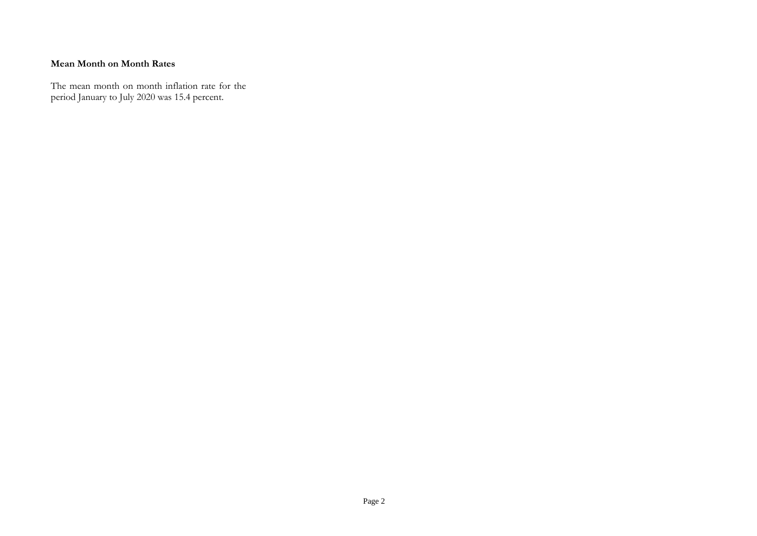**Mean Month on Month Rates**

The mean month on month inflation rate for the period January to July 2020 was 15.4 percent.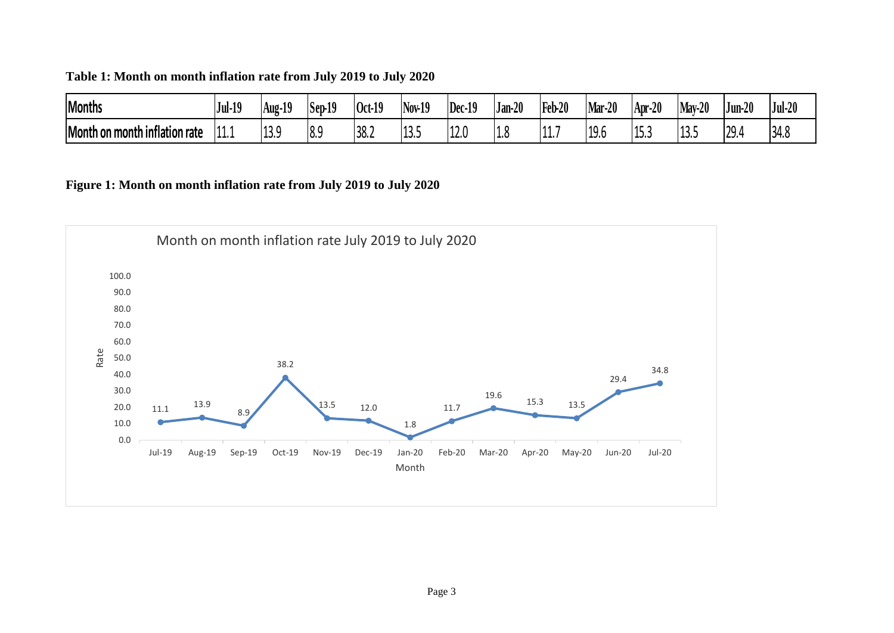**Table 1: Month on month inflation rate from July 2019 to July 2020**

| Months | Jul-19 | Aug-19 | Sep-19 | Oct-19 | Nov-19 | Dec-19 | Jan-20 | Feb-20 | Mar-20 | Apr-20 | May-20 | Jun-20 | Jul-20 |
|---|---|---|---|---|---|---|---|---|---|---|---|---|---|
| Month on month inflation rate | 11.1 | 13.9 | 8.9 | 38.2 | 13.5 | 12.0 | 1.8 | 11.7 | 19.6 | 15.3 | 13.5 | 29.4 | 34.8 |

**Figure 1: Month on month inflation rate from July 2019 to July 2020**

Month on month inflation rate July 2019 to July 2020

Rate

100.0
90.0
80.0
70.0
60.0
50.0
40.0
30.0
20.0
10.0
0.0

11.1
13.9
8.9
38.2
13.5
12.0
1.8
11.7
19.6
15.3
13.5
29.4
34.8

Jul-19 Aug-19 Sep-19 Oct-19 Nov-19 Dec-19 Jan-20 Feb-20 Mar-20 Apr-20 May-20 Jun-20 Jul-20

Month